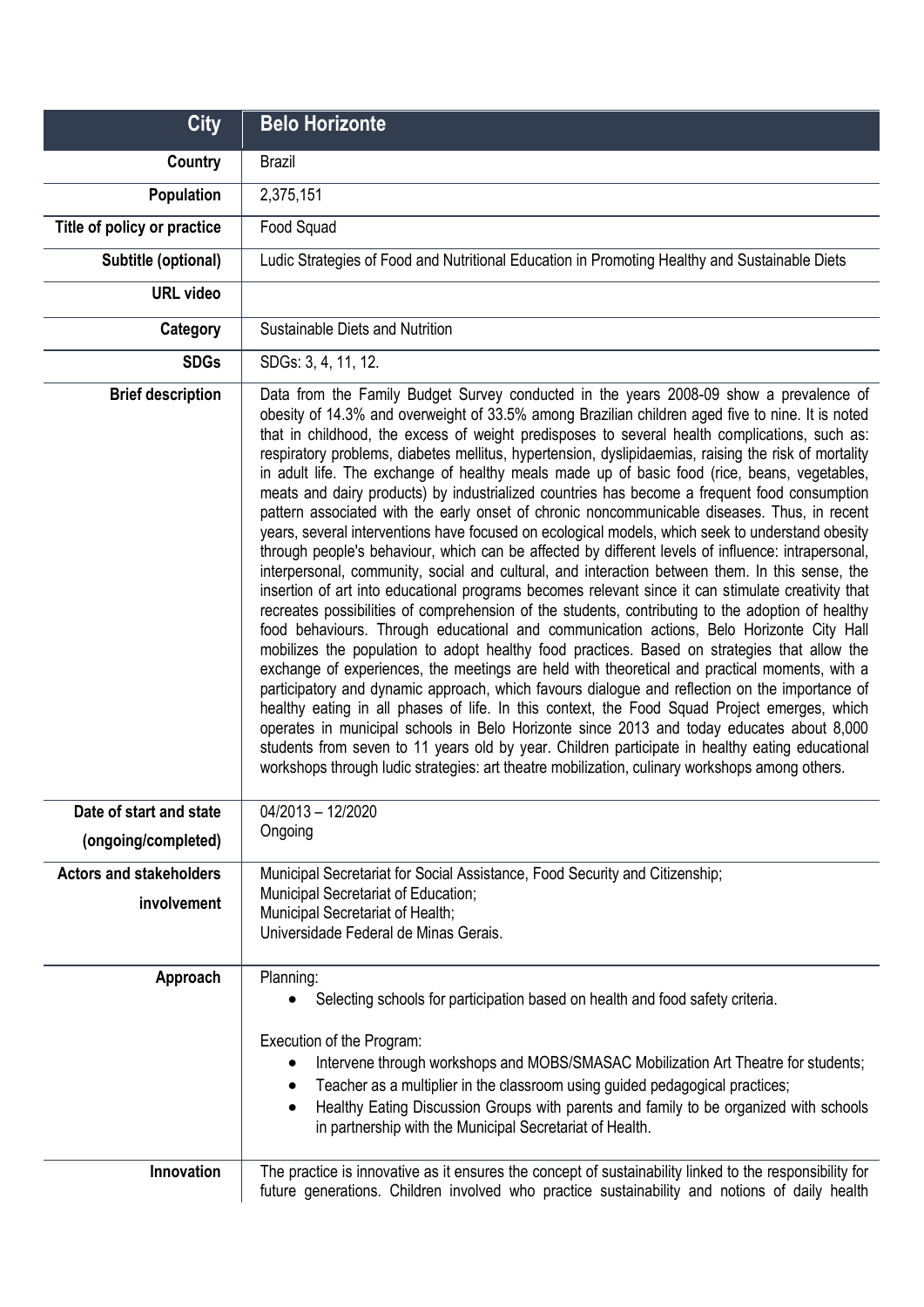| City | Belo Horizonte |
|---|---|
| **Country** | Brazil |
| **Population** | 2,375,151 |
| **Title of policy or practice** | Food Squad |
| **Subtitle (optional)** | Ludic Strategies of Food and Nutritional Education in Promoting Healthy and Sustainable Diets |
| **URL video** | |
| **Category** | Sustainable Diets and Nutrition |
| **SDGs** | SDGs: 3, 4, 11, 12. |
| **Brief description** | Data from the Family Budget Survey conducted in the years 2008-09 show a prevalence of obesity of 14.3% and overweight of 33.5% among Brazilian children aged five to nine. It is noted that in childhood, the excess of weight predisposes to several health complications, such as: respiratory problems, diabetes mellitus, hypertension, dyslipidaemias, raising the risk of mortality in adult life. The exchange of healthy meals made up of basic food (rice, beans, vegetables, meats and dairy products) by industrialized countries has become a frequent food consumption pattern associated with the early onset of chronic noncommunicable diseases. Thus, in recent years, several interventions have focused on ecological models, which seek to understand obesity through people's behaviour, which can be affected by different levels of influence: intrapersonal, interpersonal, community, social and cultural, and interaction between them. In this sense, the insertion of art into educational programs becomes relevant since it can stimulate creativity that recreates possibilities of comprehension of the students, contributing to the adoption of healthy food behaviours. Through educational and communication actions, Belo Horizonte City Hall mobilizes the population to adopt healthy food practices. Based on strategies that allow the exchange of experiences, the meetings are held with theoretical and practical moments, with a participatory and dynamic approach, which favours dialogue and reflection on the importance of healthy eating in all phases of life. In this context, the Food Squad Project emerges, which operates in municipal schools in Belo Horizonte since 2013 and today educates about 8,000 students from seven to 11 years old by year. Children participate in healthy eating educational workshops through ludic strategies: art theatre mobilization, culinary workshops among others. |
| **Date of start and state (ongoing/completed)** | 04/2013 – 12/2020<br>Ongoing |
| **Actors and stakeholders involvement** | Municipal Secretariat for Social Assistance, Food Security and Citizenship;<br>Municipal Secretariat of Education;<br>Municipal Secretariat of Health;<br>Universidade Federal de Minas Gerais. |
| **Approach** | Planning:<br>• Selecting schools for participation based on health and food safety criteria.<br><br>Execution of the Program:<br>• Intervene through workshops and MOBS/SMASAC Mobilization Art Theatre for students;<br>• Teacher as a multiplier in the classroom using guided pedagogical practices;<br>• Healthy Eating Discussion Groups with parents and family to be organized with schools in partnership with the Municipal Secretariat of Health. |
| **Innovation** | The practice is innovative as it ensures the concept of sustainability linked to the responsibility for future generations. Children involved who practice sustainability and notions of daily health |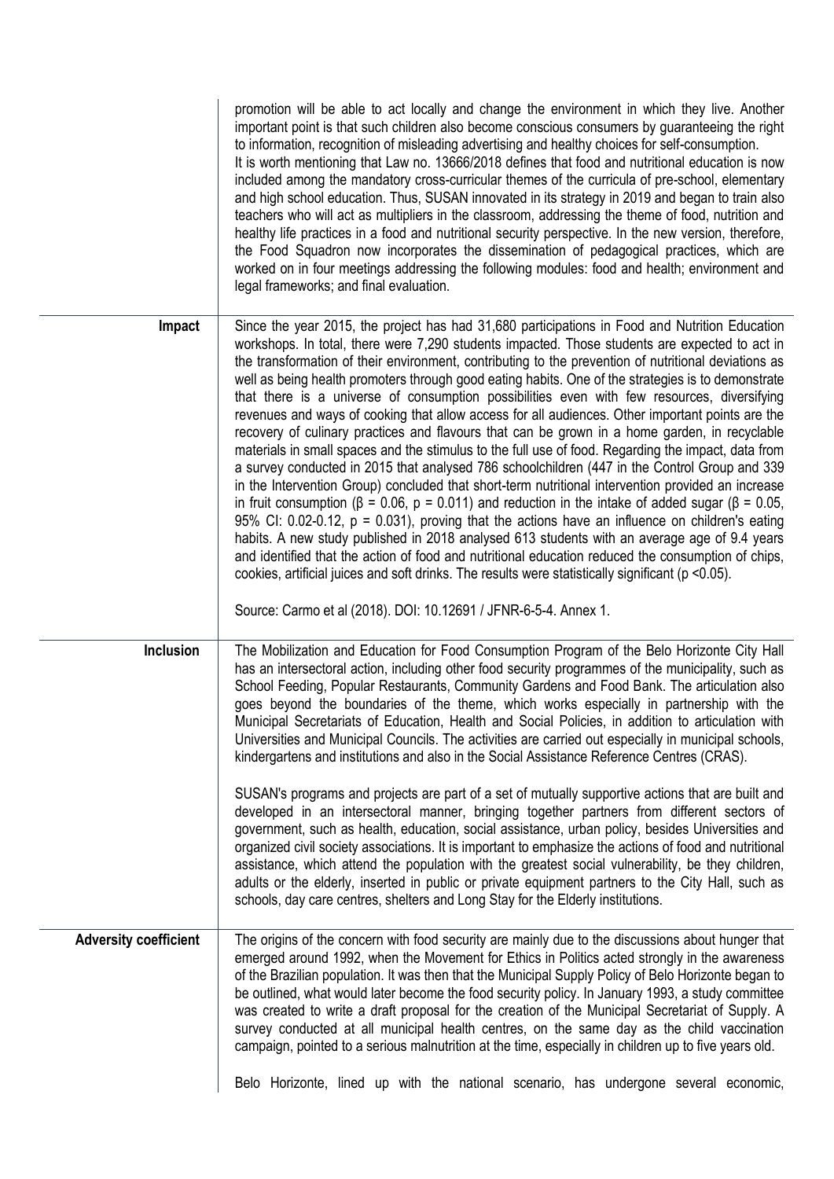| | |
|---|---|
| | promotion will be able to act locally and change the environment in which they live. Another important point is that such children also become conscious consumers by guaranteeing the right to information, recognition of misleading advertising and healthy choices for self-consumption. It is worth mentioning that Law no. 13666/2018 defines that food and nutritional education is now included among the mandatory cross-curricular themes of the curricula of pre-school, elementary and high school education. Thus, SUSAN innovated in its strategy in 2019 and began to train also teachers who will act as multipliers in the classroom, addressing the theme of food, nutrition and healthy life practices in a food and nutritional security perspective. In the new version, therefore, the Food Squadron now incorporates the dissemination of pedagogical practices, which are worked on in four meetings addressing the following modules: food and health; environment and legal frameworks; and final evaluation. |
| **Impact** | Since the year 2015, the project has had 31,680 participations in Food and Nutrition Education workshops. In total, there were 7,290 students impacted. Those students are expected to act in the transformation of their environment, contributing to the prevention of nutritional deviations as well as being health promoters through good eating habits. One of the strategies is to demonstrate that there is a universe of consumption possibilities even with few resources, diversifying revenues and ways of cooking that allow access for all audiences. Other important points are the recovery of culinary practices and flavours that can be grown in a home garden, in recyclable materials in small spaces and the stimulus to the full use of food. Regarding the impact, data from a survey conducted in 2015 that analysed 786 schoolchildren (447 in the Control Group and 339 in the Intervention Group) concluded that short-term nutritional intervention provided an increase in fruit consumption ($\beta = 0.06$, $p = 0.011$) and reduction in the intake of added sugar ($\beta = 0.05$, 95% CI: 0.02-0.12, $p = 0.031$), proving that the actions have an influence on children's eating habits. A new study published in 2018 analysed 613 students with an average age of 9.4 years and identified that the action of food and nutritional education reduced the consumption of chips, cookies, artificial juices and soft drinks. The results were statistically significant ($p < 0.05$).<br><br>Source: Carmo et al (2018). DOI: 10.12691 / JFNR-6-5-4. Annex 1. |
| **Inclusion** | The Mobilization and Education for Food Consumption Program of the Belo Horizonte City Hall has an intersectoral action, including other food security programmes of the municipality, such as School Feeding, Popular Restaurants, Community Gardens and Food Bank. The articulation also goes beyond the boundaries of the theme, which works especially in partnership with the Municipal Secretariats of Education, Health and Social Policies, in addition to articulation with Universities and Municipal Councils. The activities are carried out especially in municipal schools, kindergartens and institutions and also in the Social Assistance Reference Centres (CRAS).<br><br>SUSAN's programs and projects are part of a set of mutually supportive actions that are built and developed in an intersectoral manner, bringing together partners from different sectors of government, such as health, education, social assistance, urban policy, besides Universities and organized civil society associations. It is important to emphasize the actions of food and nutritional assistance, which attend the population with the greatest social vulnerability, be they children, adults or the elderly, inserted in public or private equipment partners to the City Hall, such as schools, day care centres, shelters and Long Stay for the Elderly institutions. |
| **Adversity coefficient** | The origins of the concern with food security are mainly due to the discussions about hunger that emerged around 1992, when the Movement for Ethics in Politics acted strongly in the awareness of the Brazilian population. It was then that the Municipal Supply Policy of Belo Horizonte began to be outlined, what would later become the food security policy. In January 1993, a study committee was created to write a draft proposal for the creation of the Municipal Secretariat of Supply. A survey conducted at all municipal health centres, on the same day as the child vaccination campaign, pointed to a serious malnutrition at the time, especially in children up to five years old.<br><br>Belo Horizonte, lined up with the national scenario, has undergone several economic, |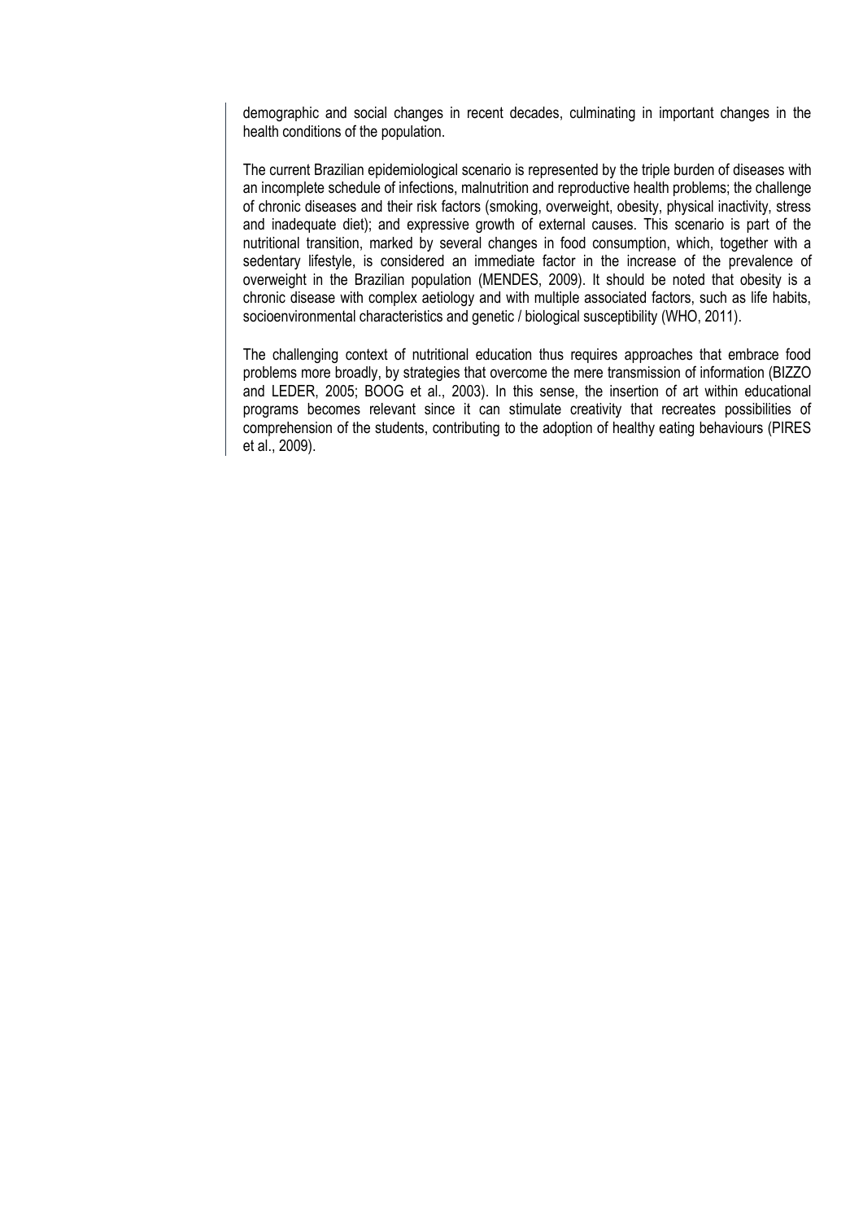demographic and social changes in recent decades, culminating in important changes in the health conditions of the population.

The current Brazilian epidemiological scenario is represented by the triple burden of diseases with an incomplete schedule of infections, malnutrition and reproductive health problems; the challenge of chronic diseases and their risk factors (smoking, overweight, obesity, physical inactivity, stress and inadequate diet); and expressive growth of external causes. This scenario is part of the nutritional transition, marked by several changes in food consumption, which, together with a sedentary lifestyle, is considered an immediate factor in the increase of the prevalence of overweight in the Brazilian population (MENDES, 2009). It should be noted that obesity is a chronic disease with complex aetiology and with multiple associated factors, such as life habits, socioenvironmental characteristics and genetic / biological susceptibility (WHO, 2011).

The challenging context of nutritional education thus requires approaches that embrace food problems more broadly, by strategies that overcome the mere transmission of information (BIZZO and LEDER, 2005; BOOG et al., 2003). In this sense, the insertion of art within educational programs becomes relevant since it can stimulate creativity that recreates possibilities of comprehension of the students, contributing to the adoption of healthy eating behaviours (PIRES et al., 2009).